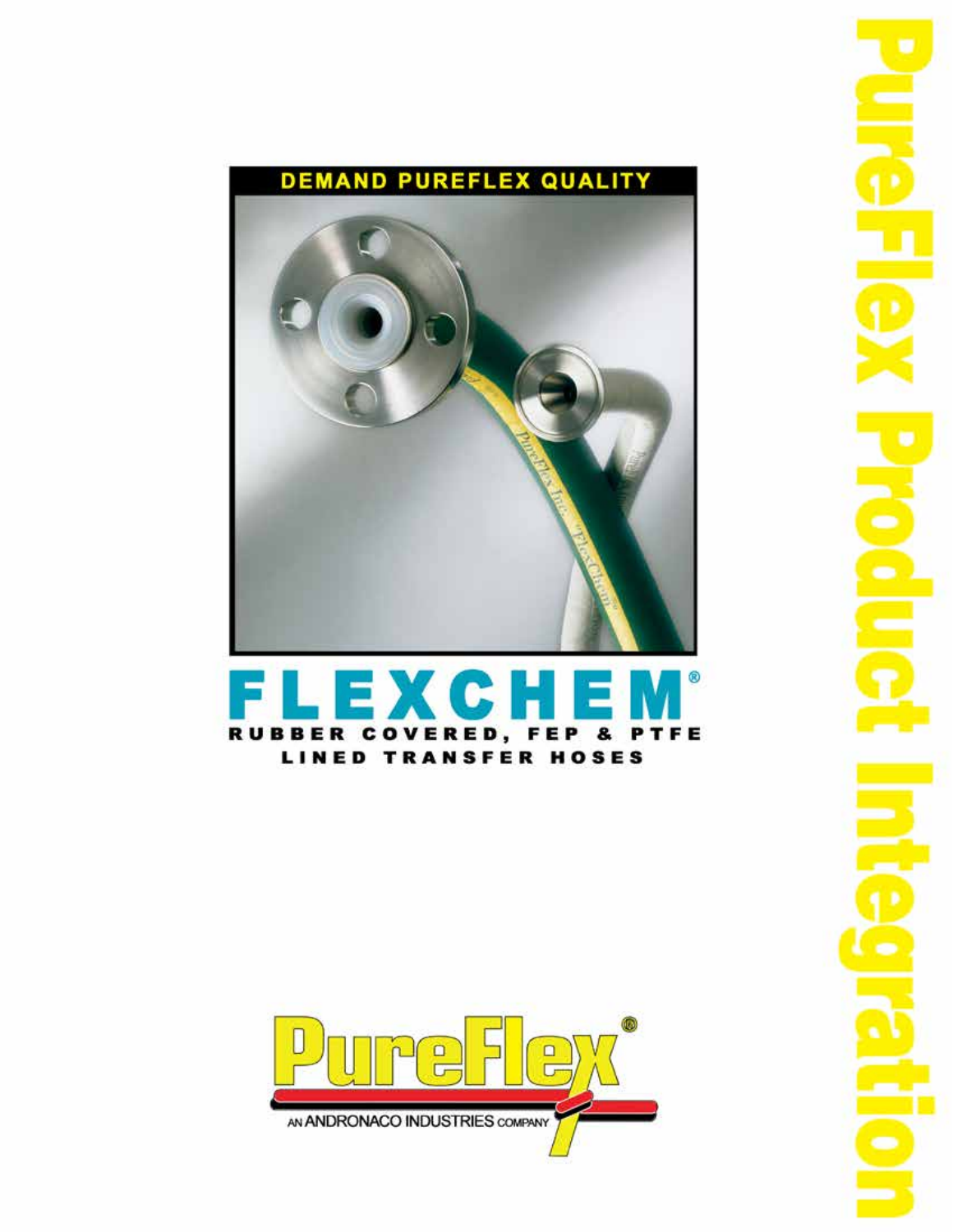# DEMAND PUREFLEX QUALITY

# FLEXCHEM®

## RUBBER COVERED, FEP & PTFE LINED TRANSFER HOSES

PureFlex®

AN ANDRONACO INDUSTRIES COMPANY

PureFlex Product Integration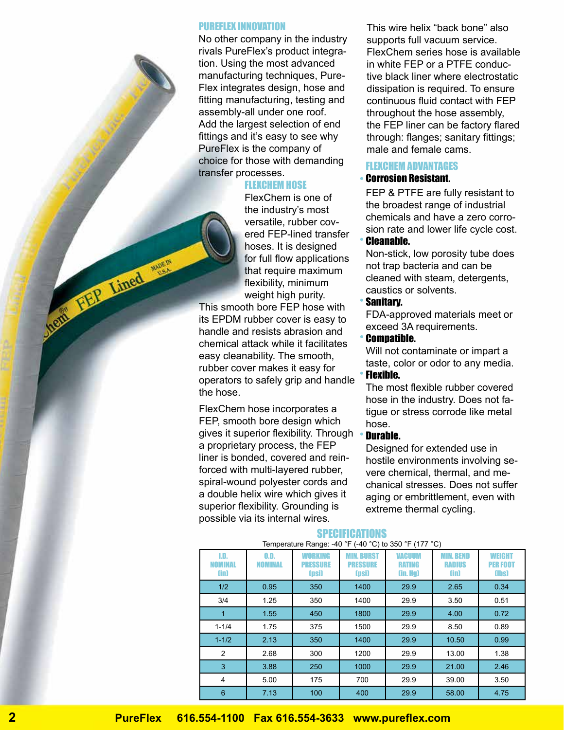## PUREFLEX INNOVATION

No other company in the industry rivals PureFlex's product integration. Using the most advanced manufacturing techniques, PureFlex integrates design, hose and fitting manufacturing, testing and assembly-all under one roof. Add the largest selection of end fittings and it's easy to see why PureFlex is the company of choice for those with demanding transfer processes.

## FLEXCHEM HOSE

FlexChem is one of the industry's most versatile, rubber covered FEP-lined transfer hoses. It is designed for full flow applications that require maximum flexibility, minimum weight high purity. This smooth bore FEP hose with its EPDM rubber cover is easy to handle and resists abrasion and chemical attack while it facilitates easy cleanability. The smooth, rubber cover makes it easy for operators to safely grip and handle the hose.

FlexChem hose incorporates a FEP, smooth bore design which gives it superior flexibility. Through a proprietary process, the FEP liner is bonded, covered and reinforced with multi-layered rubber, spiral-wound polyester cords and a double helix wire which gives it superior flexibility. Grounding is possible via its internal wires. This wire helix "back bone" also supports full vacuum service. FlexChem series hose is available in white FEP or a PTFE conductive black liner where electrostatic dissipation is required. To ensure continuous fluid contact with FEP throughout the hose assembly, the FEP liner can be factory flared through: flanges; sanitary fittings; male and female cams.

## FLEXCHEM ADVANTAGES

- **Corrosion Resistant.**
  FEP & PTFE are fully resistant to the broadest range of industrial chemicals and have a zero corrosion rate and lower life cycle cost.
- **Cleanable.**
  Non-stick, low porosity tube does not trap bacteria and can be cleaned with steam, detergents, caustics or solvents.
- **Sanitary.**
  FDA-approved materials meet or exceed 3A requirements.
- **Compatible.**
  Will not contaminate or impart a taste, color or odor to any media.
- **Flexible.**
  The most flexible rubber covered hose in the industry. Does not fatigue or stress corrode like metal hose.
- **Durable.**
  Designed for extended use in hostile environments involving severe chemical, thermal, and mechanical stresses. Does not suffer aging or embrittlement, even with extreme thermal cycling.

## SPECIFICATIONS

Temperature Range: -40 °F (-40 °C) to 350 °F (177 °C)

| I.D. NOMINAL (in) | O.D. NOMINAL | WORKING PRESSURE (psi) | MIN. BURST PRESSURE (psi) | VACUUM RATING (in. Hg) | MIN. BEND RADIUS (in) | WEIGHT PER FOOT (lbs) |
|---|---|---|---|---|---|---|
| 1/2 | 0.95 | 350 | 1400 | 29.9 | 2.65 | 0.34 |
| 3/4 | 1.25 | 350 | 1400 | 29.9 | 3.50 | 0.51 |
| 1 | 1.55 | 450 | 1800 | 29.9 | 4.00 | 0.72 |
| 1-1/4 | 1.75 | 375 | 1500 | 29.9 | 8.50 | 0.89 |
| 1-1/2 | 2.13 | 350 | 1400 | 29.9 | 10.50 | 0.99 |
| 2 | 2.68 | 300 | 1200 | 29.9 | 13.00 | 1.38 |
| 3 | 3.88 | 250 | 1000 | 29.9 | 21.00 | 2.46 |
| 4 | 5.00 | 175 | 700 | 29.9 | 39.00 | 3.50 |
| 6 | 7.13 | 100 | 400 | 29.9 | 58.00 | 4.75 |

PureFlex 616.554-1100 Fax 616.554-3633 www.pureflex.com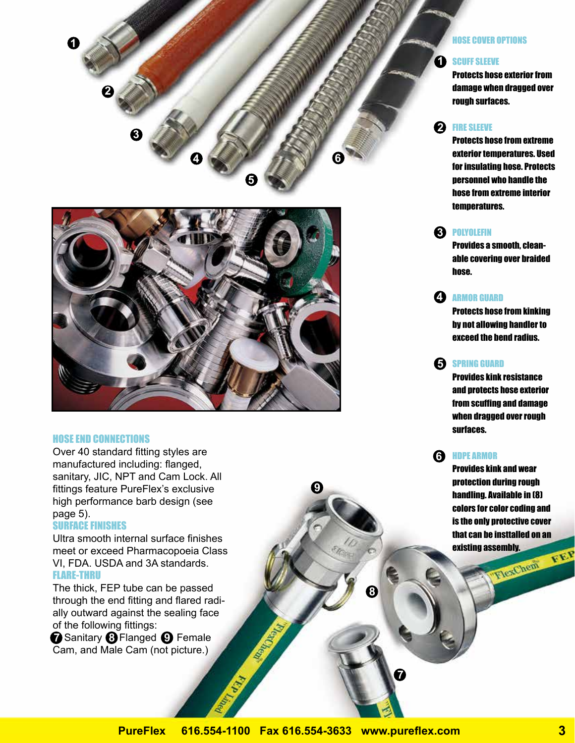## HOSE COVER OPTIONS

**1 SCUFF SLEEVE**
Protects hose exterior from damage when dragged over rough surfaces.

**2 FIRE SLEEVE**
Protects hose from extreme exterior temperatures. Used for insulating hose. Protects personnel who handle the hose from extreme interior temperatures.

**3 POLYOLEFIN**
Provides a smooth, cleanable covering over braided hose.

**4 ARMOR GUARD**
Protects hose from kinking by not allowing handler to exceed the bend radius.

**5 SPRING GUARD**
Provides kink resistance and protects hose exterior from scuffing and damage when dragged over rough surfaces.

**6 HDPE ARMOR**
Provides kink and wear protection during rough handling. Available in (8) colors for color coding and is the only protective cover that can be installed on an existing assembly.

## HOSE END CONNECTIONS

Over 40 standard fitting styles are manufactured including: flanged, sanitary, JIC, NPT and Cam Lock. All fittings feature PureFlex's exclusive high performance barb design (see page 5).

## SURFACE FINISHES

Ultra smooth internal surface finishes meet or exceed Pharmacopoeia Class VI, FDA. USDA and 3A standards.

## FLARE-THRU

The thick, FEP tube can be passed through the end fitting and flared radially outward against the sealing face of the following fittings:
7 Sanitary 8 Flanged 9 Female Cam, and Male Cam (not picture.)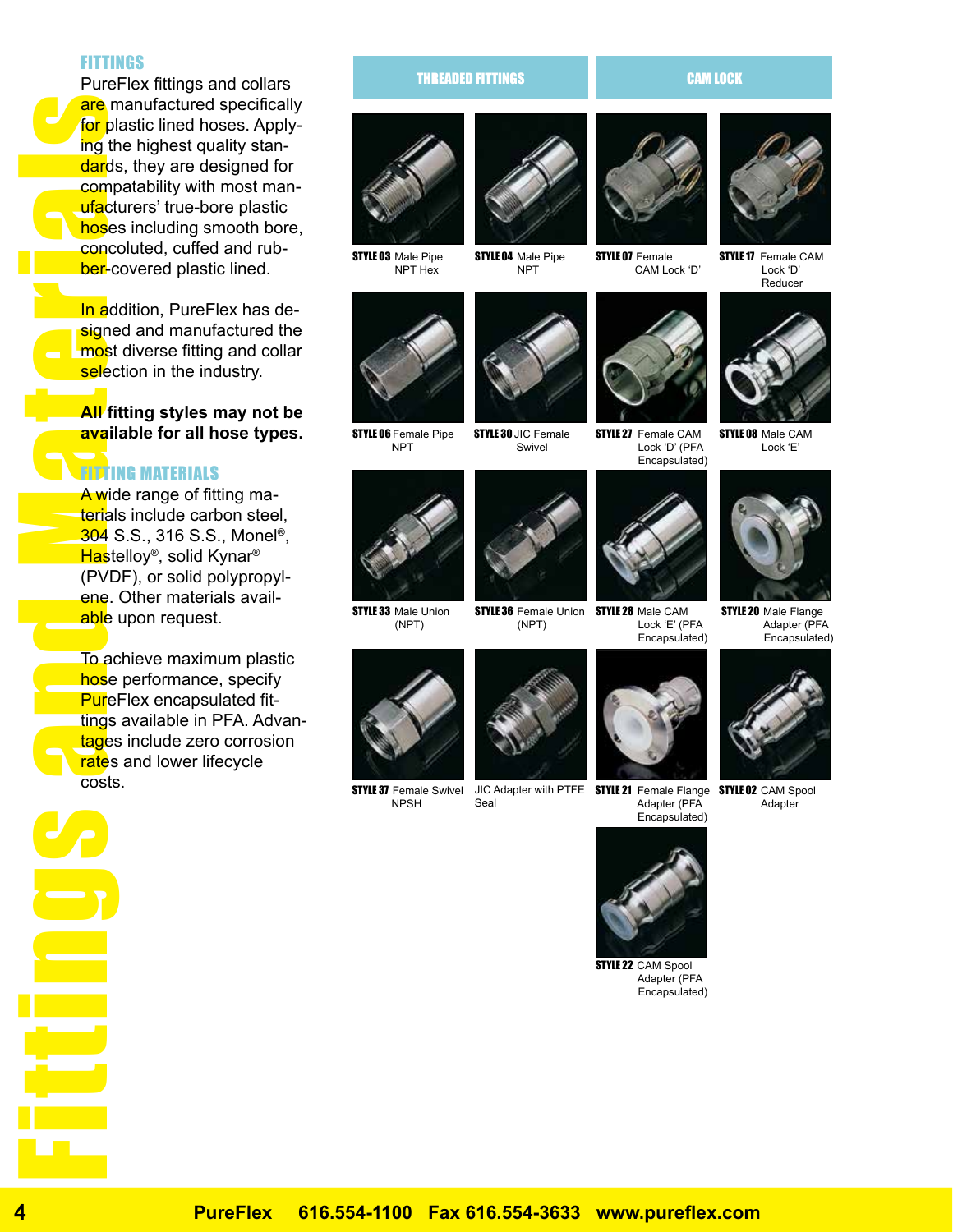## FITTINGS

PureFlex fittings and collars are manufactured specifically for plastic lined hoses. Applying the highest quality standards, they are designed for compatability with most manufacturers' true-bore plastic hoses including smooth bore, concoluted, cuffed and rubber-covered plastic lined.

In addition, PureFlex has designed and manufactured the most diverse fitting and collar selection in the industry.

**All fitting styles may not be available for all hose types.**

## FITTING MATERIALS

A wide range of fitting materials include carbon steel, 304 S.S., 316 S.S., Monel®, Hastelloy®, solid Kynar® (PVDF), or solid polypropylene. Other materials available upon request.

To achieve maximum plastic hose performance, specify PureFlex encapsulated fittings available in PFA. Advantages include zero corrosion rates and lower lifecycle costs.

## THREADED FITTINGS

**STYLE 03** Male Pipe NPT Hex

**STYLE 04** Male Pipe NPT

**STYLE 06** Female Pipe NPT

**STYLE 30** JIC Female Swivel

**STYLE 33** Male Union (NPT)

**STYLE 36** Female Union (NPT)

**STYLE 37** Female Swivel NPSH

JIC Adapter with PTFE Seal

## CAM LOCK

**STYLE 07** Female CAM Lock 'D'

**STYLE 17** Female CAM Lock 'D' Reducer

**STYLE 27** Female CAM Lock 'D' (PFA Encapsulated)

**STYLE 08** Male CAM Lock 'E'

**STYLE 28** Male CAM Lock 'E' (PFA Encapsulated)

**STYLE 20** Male Flange Adapter (PFA Encapsulated)

**STYLE 21** Female Flange Adapter (PFA Encapsulated)

**STYLE 02** CAM Spool Adapter

**STYLE 22** CAM Spool Adapter (PFA Encapsulated)

PureFlex 616.554-1100 Fax 616.554-3633 www.pureflex.com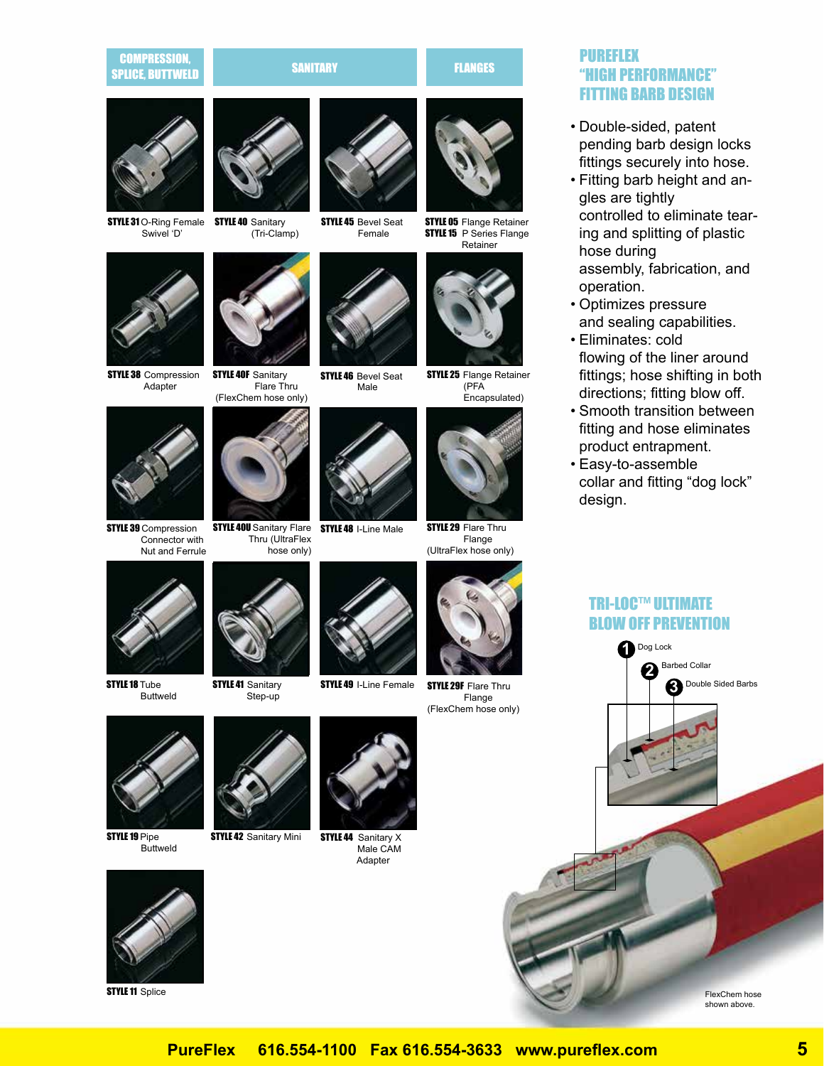## COMPRESSION, SPLICE, BUTTWELD

**STYLE 31** O-Ring Female Swivel 'D'

**STYLE 38** Compression Adapter

**STYLE 39** Compression Connector with Nut and Ferrule

**STYLE 18** Tube Buttweld

**STYLE 19** Pipe Buttweld

**STYLE 11** Splice

## SANITARY

**STYLE 40** Sanitary (Tri-Clamp)

**STYLE 40F** Sanitary Flare Thru (FlexChem hose only)

**STYLE 40U** Sanitary Flare Thru (UltraFlex hose only)

**STYLE 41** Sanitary Step-up

**STYLE 42** Sanitary Mini

**STYLE 45** Bevel Seat Female

**STYLE 46** Bevel Seat Male

**STYLE 48** I-Line Male

**STYLE 49** I-Line Female

**STYLE 44** Sanitary X Male CAM Adapter

## FLANGES

**STYLE 05** Flange Retainer
**STYLE 15** P Series Flange Retainer

**STYLE 25** Flange Retainer (PFA Encapsulated)

**STYLE 29** Flare Thru Flange (UltraFlex hose only)

**STYLE 29F** Flare Thru Flange (FlexChem hose only)

## PUREFLEX "HIGH PERFORMANCE" FITTING BARB DESIGN

- Double-sided, patent pending barb design locks fittings securely into hose.
- Fitting barb height and angles are tightly controlled to eliminate tearing and splitting of plastic hose during assembly, fabrication, and operation.
- Optimizes pressure and sealing capabilities.
- Eliminates: cold flowing of the liner around fittings; hose shifting in both directions; fitting blow off.
- Smooth transition between fitting and hose eliminates product entrapment.
- Easy-to-assemble collar and fitting "dog lock" design.

## TRI-LOC™ ULTIMATE BLOW OFF PREVENTION

1. Dog Lock
2. Barbed Collar
3. Double Sided Barbs

FlexChem hose shown above.

**PureFlex 616.554-1100 Fax 616.554-3633 www.pureflex.com**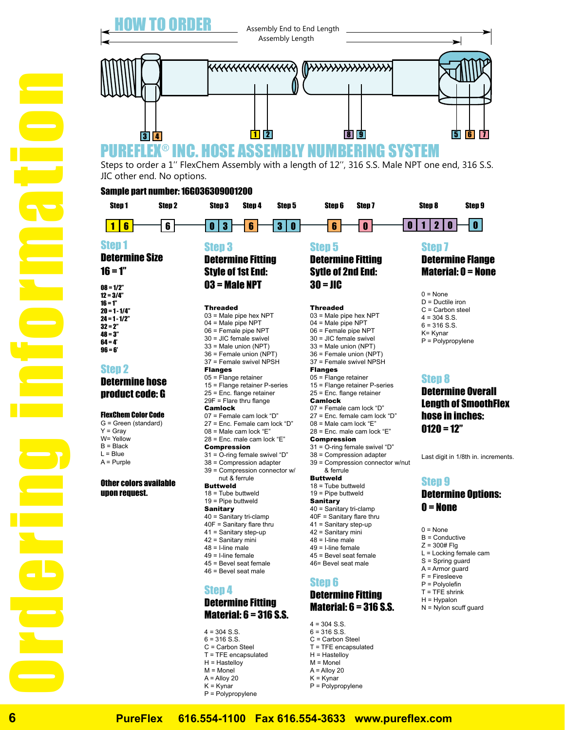# HOW TO ORDER

Assembly End to End Length

Assembly Length

3 4 1 2 8 9 5 6 7

# PUREFLEX® INC. HOSE ASSEMBLY NUMBERING SYSTEM

Steps to order a 1'' FlexChem Assembly with a length of 12'', 316 S.S. Male NPT one end, 316 S.S. JIC other end. No options.

**Sample part number: 16G036309001200**

| Step 1 | Step 2 | Step 3 | Step 4 | Step 5 | Step 6 | Step 7 | Step 8 | Step 9 |
|---|---|---|---|---|---|---|---|---|
| 1 6 | 6 | 0 3 | 6 | 3 0 | 6 | 0 | 0 1 2 0 | 0 |

## Step 1
### Determine Size
### 16 = 1"

- 08 = 1/2"
- 12 = 3/4"
- 16 = 1"
- 20 = 1 - 1/4"
- 24 = 1 - 1/2"
- 32 = 2"
- 48 = 3"
- 64 = 4'
- 96 = 6'

## Step 2
### Determine hose product code: G

**FlexChem Color Code**

- G = Green (standard)
- Y = Gray
- W= Yellow
- B = Black
- L = Blue
- A = Purple

**Other colors available upon request.**

## Step 3
### Determine Fitting Style of 1st End: 03 = Male NPT

**Threaded**
- 03 = Male pipe hex NPT
- 04 = Male pipe NPT
- 06 = Female pipe NPT
- 30 = JIC female swivel
- 33 = Male union (NPT)
- 36 = Female union (NPT)
- 37 = Female swivel NPSH

**Flanges**
- 05 = Flange retainer
- 15 = Flange retainer P-series
- 25 = Enc. flange retainer
- 29F = Flare thru flange

**Camlock**
- 07 = Female cam lock "D"
- 27 = Enc. Female cam lock "D"
- 08 = Male cam lock "E"
- 28 = Enc. male cam lock "E"

**Compression**
- 31 = O-ring female swivel "D"
- 38 = Compression adapter
- 39 = Compression connector w/ nut & ferrule

**Buttweld**
- 18 = Tube buttweld
- 19 = Pipe buttweld

**Sanitary**
- 40 = Sanitary tri-clamp
- 40F = Sanitary flare thru
- 41 = Sanitary step-up
- 42 = Sanitary mini
- 48 = I-line male
- 49 = I-line female
- 45 = Bevel seat female
- 46 = Bevel seat male

## Step 4
### Determine Fitting Material: 6 = 316 S.S.

- 4 = 304 S.S.
- 6 = 316 S.S.
- C = Carbon Steel
- T = TFE encapsulated
- H = Hastelloy
- M = Monel
- A = Alloy 20
- K = Kynar
- P = Polypropylene

## Step 5
### Determine Fitting Sytle of 2nd End: 30 = JIC

**Threaded**
- 03 = Male pipe hex NPT
- 04 = Male pipe NPT
- 06 = Female pipe NPT
- 30 = JIC female swivel
- 33 = Male union (NPT)
- 36 = Female union (NPT)
- 37 = Female swivel NPSH

**Flanges**
- 05 = Flange retainer
- 15 = Flange retainer P-series
- 25 = Enc. flange retainer

**Camlock**
- 07 = Female cam lock "D"
- 27 = Enc. female cam lock "D"
- 08 = Male cam lock "E"
- 28 = Enc. male cam lock "E"

**Compression**
- 31 = O-ring female swivel "D"
- 38 = Compression adapter
- 39 = Compression connector w/nut & ferrule

**Buttweld**
- 18 = Tube buttweld
- 19 = Pipe buttweld

**Sanitary**
- 40 = Sanitary tri-clamp
- 40F = Sanitary flare thru
- 41 = Sanitary step-up
- 42 = Sanitary mini
- 48 = I-line male
- 49 = I-line female
- 45 = Bevel seat female
- 46= Bevel seat male

## Step 6
### Determine Fitting Material: 6 = 316 S.S.

- 4 = 304 S.S.
- 6 = 316 S.S.
- C = Carbon Steel
- T = TFE encapsulated
- H = Hastelloy
- M = Monel
- A = Alloy 20
- K = Kynar
- P = Polypropylene

## Step 7
### Determine Flange Material: 0 = None

- 0 = None
- D = Ductile iron
- C = Carbon steel
- 4 = 304 S.S.
- 6 = 316 S.S.
- K= Kynar
- P = Polypropylene

## Step 8
### Determine Overall Length of SmoothFlex hose in inches: 0120 = 12"

Last digit in 1/8th in. increments.

## Step 9
### Determine Options: 0 = None

- 0 = None
- B = Conductive
- Z = 300# Flg
- L = Locking female cam
- S = Spring guard
- A = Armor guard
- F = Firesleeve
- P = Polyolefin
- T = TFE shrink
- H = Hypalon
- N = Nylon scuff guard

Ordering information

PureFlex 616.554-1100 Fax 616.554-3633 www.pureflex.com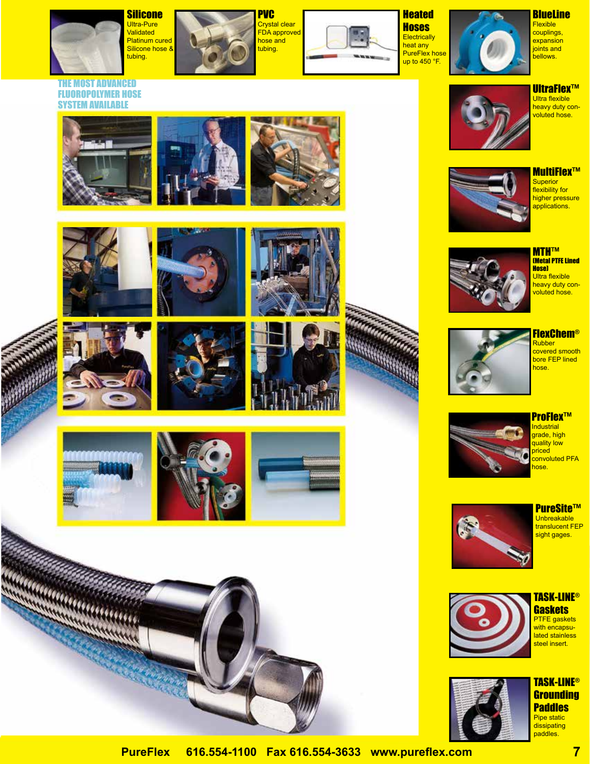## Silicone

Ultra-Pure Validated Platinum cured Silicone hose & tubing.

## PVC

Crystal clear FDA approved hose and tubing.

## Heated Hoses

Electrically heat any PureFlex hose up to 450 °F.

## BlueLine

Flexible couplings, expansion joints and bellows.

## THE MOST ADVANCED FLUOROPOLYMER HOSE SYSTEM AVAILABLE

## UltraFlex™

Ultra flexible heavy duty convoluted hose.

## MultiFlex™

Superior flexibility for higher pressure applications.

## MTH™ (Metal PTFE Lined Hose)

Ultra flexible heavy duty convoluted hose.

## FlexChem®

Rubber covered smooth bore FEP lined hose.

## ProFlex™

Industrial grade, high quality low priced convoluted PFA hose.

## PureSite™

Unbreakable translucent FEP sight gages.

## TASK-LINE® Gaskets

PTFE gaskets with encapsulated stainless steel insert.

## TASK-LINE® Grounding Paddles

Pipe static dissipating paddles.

PureFlex 616.554-1100 Fax 616.554-3633 www.pureflex.com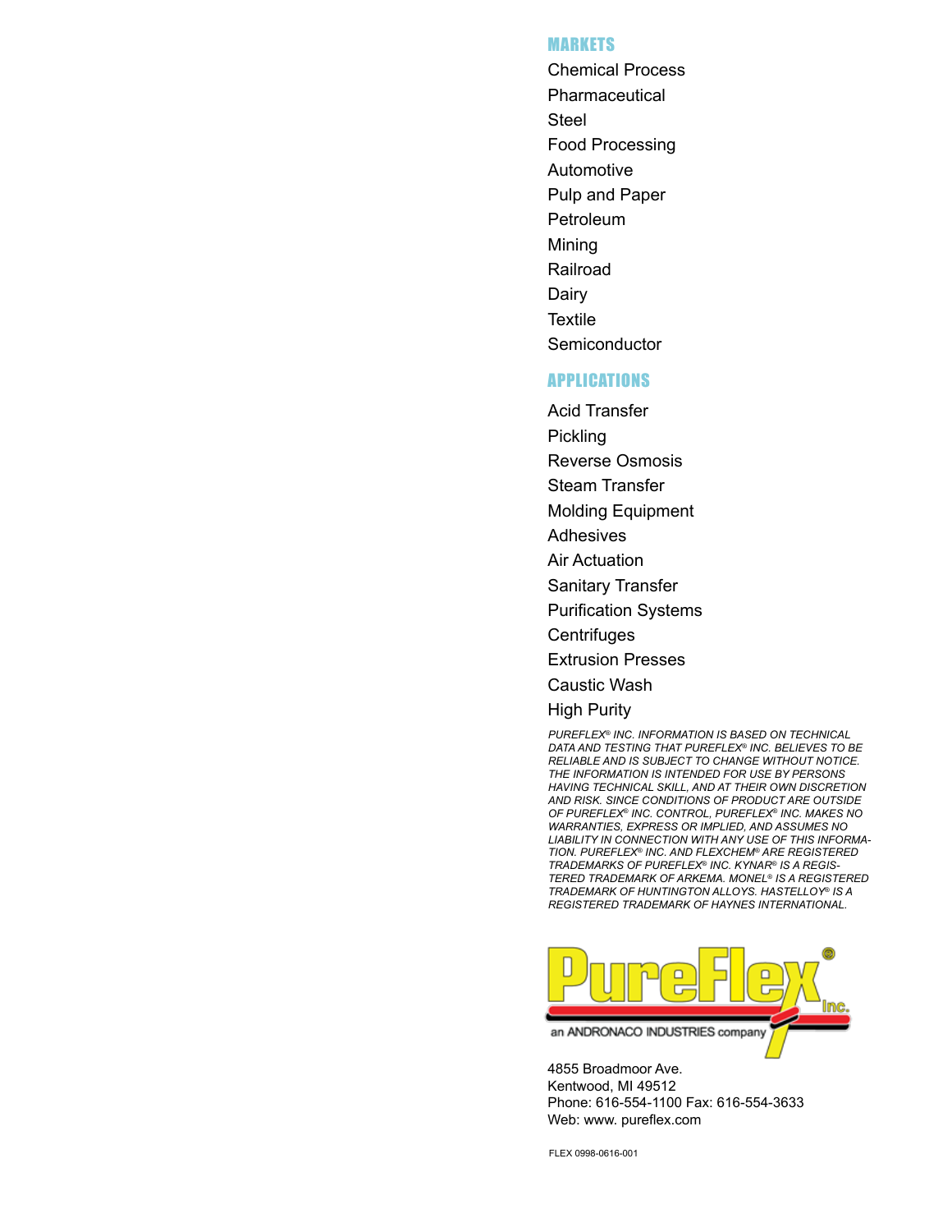## MARKETS

Chemical Process
Pharmaceutical
Steel
Food Processing
Automotive
Pulp and Paper
Petroleum
Mining
Railroad
Dairy
Textile
Semiconductor

## APPLICATIONS

Acid Transfer
Pickling
Reverse Osmosis
Steam Transfer
Molding Equipment
Adhesives
Air Actuation
Sanitary Transfer
Purification Systems
Centrifuges
Extrusion Presses
Caustic Wash
High Purity

*PUREFLEX® INC. INFORMATION IS BASED ON TECHNICAL DATA AND TESTING THAT PUREFLEX® INC. BELIEVES TO BE RELIABLE AND IS SUBJECT TO CHANGE WITHOUT NOTICE. THE INFORMATION IS INTENDED FOR USE BY PERSONS HAVING TECHNICAL SKILL, AND AT THEIR OWN DISCRETION AND RISK. SINCE CONDITIONS OF PRODUCT ARE OUTSIDE OF PUREFLEX® INC. CONTROL, PUREFLEX® INC. MAKES NO WARRANTIES, EXPRESS OR IMPLIED, AND ASSUMES NO LIABILITY IN CONNECTION WITH ANY USE OF THIS INFORMATION. PUREFLEX® INC. AND FLEXCHEM® ARE REGISTERED TRADEMARKS OF PUREFLEX® INC. KYNAR® IS A REGISTERED TRADEMARK OF ARKEMA. MONEL® IS A REGISTERED TRADEMARK OF HUNTINGTON ALLOYS. HASTELLOY® IS A REGISTERED TRADEMARK OF HAYNES INTERNATIONAL.*

PureFlex® Inc.
an ANDRONACO INDUSTRIES company

4855 Broadmoor Ave.
Kentwood, MI 49512
Phone: 616-554-1100 Fax: 616-554-3633
Web: www. pureflex.com

FLEX 0998-0616-001